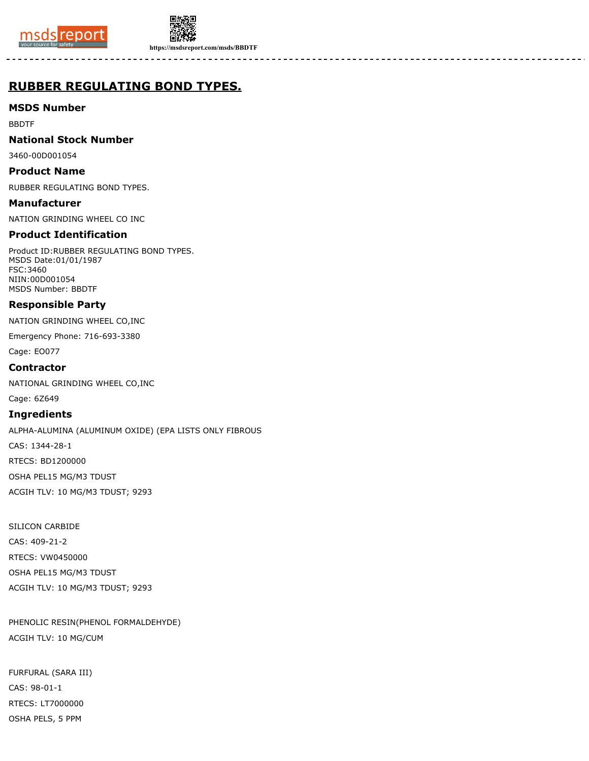# RUBBER REGULATING BOND TYPES.

## MSDS Number

BBDTF

## National Stock Number

3460-00D001054

## Product Name

RUBBER REGULATING BOND TYPES.

## Manufacturer

NATION GRINDING WHEEL CO INC

## Product Identification

Product ID:RUBBER REGULATING BOND TYPES.
MSDS Date:01/01/1987
FSC:3460
NIIN:00D001054
MSDS Number: BBDTF

## Responsible Party

NATION GRINDING WHEEL CO,INC

Emergency Phone: 716-693-3380

Cage: EO077

## Contractor

NATIONAL GRINDING WHEEL CO,INC

Cage: 6Z649

## Ingredients

ALPHA-ALUMINA (ALUMINUM OXIDE) (EPA LISTS ONLY FIBROUS

CAS: 1344-28-1

RTECS: BD1200000

OSHA PEL15 MG/M3 TDUST

ACGIH TLV: 10 MG/M3 TDUST; 9293

SILICON CARBIDE

CAS: 409-21-2

RTECS: VW0450000

OSHA PEL15 MG/M3 TDUST

ACGIH TLV: 10 MG/M3 TDUST; 9293

PHENOLIC RESIN(PHENOL FORMALDEHYDE)

ACGIH TLV: 10 MG/CUM

FURFURAL (SARA III)

CAS: 98-01-1

RTECS: LT7000000

OSHA PELS, 5 PPM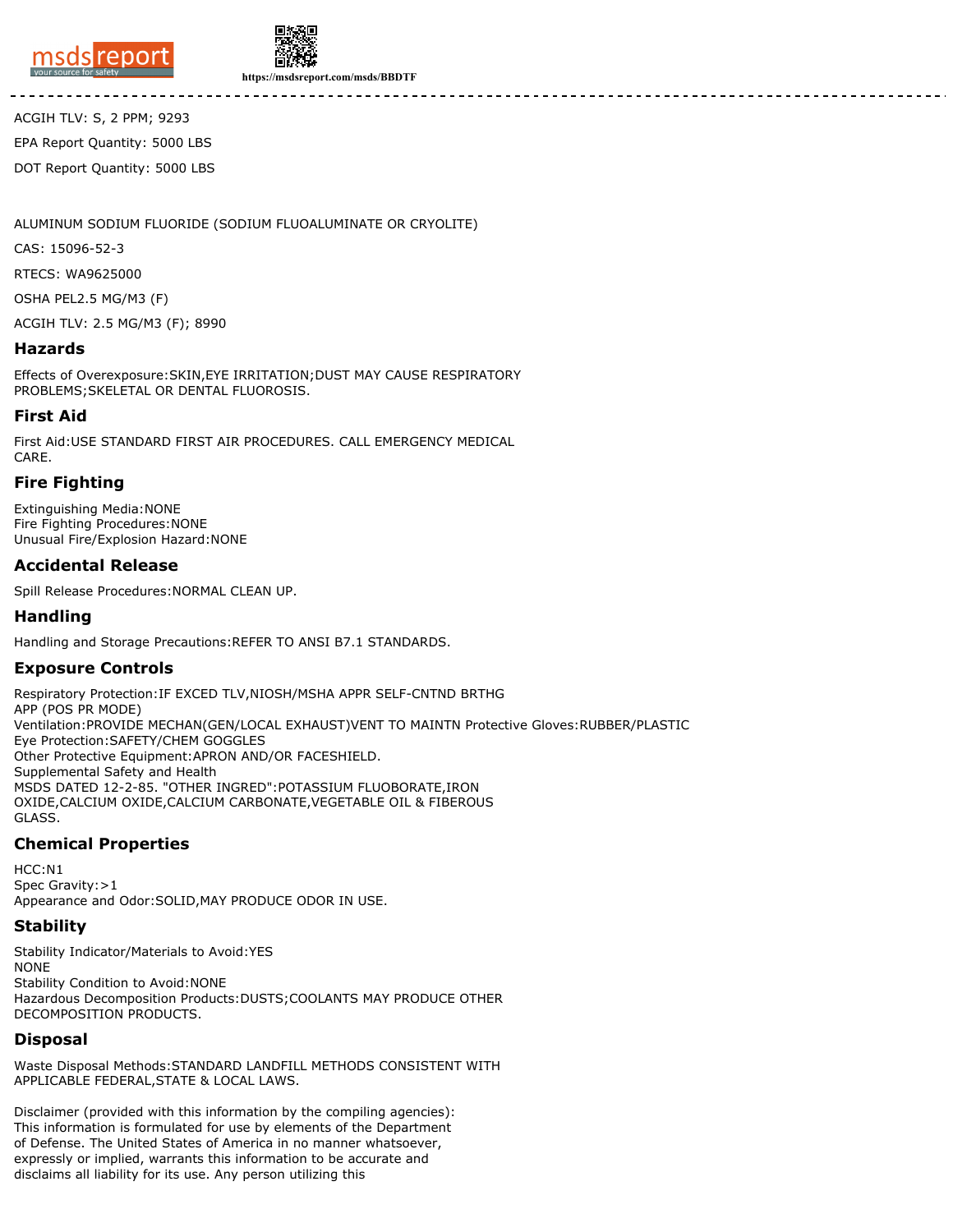ACGIH TLV: S, 2 PPM; 9293

EPA Report Quantity: 5000 LBS

DOT Report Quantity: 5000 LBS

ALUMINUM SODIUM FLUORIDE (SODIUM FLUOALUMINATE OR CRYOLITE)

CAS: 15096-52-3

RTECS: WA9625000

OSHA PEL2.5 MG/M3 (F)

ACGIH TLV: 2.5 MG/M3 (F); 8990

## Hazards

Effects of Overexposure:SKIN,EYE IRRITATION;DUST MAY CAUSE RESPIRATORY PROBLEMS;SKELETAL OR DENTAL FLUOROSIS.

## First Aid

First Aid:USE STANDARD FIRST AIR PROCEDURES. CALL EMERGENCY MEDICAL CARE.

## Fire Fighting

Extinguishing Media:NONE
Fire Fighting Procedures:NONE
Unusual Fire/Explosion Hazard:NONE

## Accidental Release

Spill Release Procedures:NORMAL CLEAN UP.

## Handling

Handling and Storage Precautions:REFER TO ANSI B7.1 STANDARDS.

## Exposure Controls

Respiratory Protection:IF EXCED TLV,NIOSH/MSHA APPR SELF-CNTND BRTHG APP (POS PR MODE)
Ventilation:PROVIDE MECHAN(GEN/LOCAL EXHAUST)VENT TO MAINTN Protective Gloves:RUBBER/PLASTIC
Eye Protection:SAFETY/CHEM GOGGLES
Other Protective Equipment:APRON AND/OR FACESHIELD.
Supplemental Safety and Health
MSDS DATED 12-2-85. "OTHER INGRED":POTASSIUM FLUOBORATE,IRON OXIDE,CALCIUM OXIDE,CALCIUM CARBONATE,VEGETABLE OIL & FIBEROUS GLASS.

## Chemical Properties

HCC:N1
Spec Gravity:>1
Appearance and Odor:SOLID,MAY PRODUCE ODOR IN USE.

## Stability

Stability Indicator/Materials to Avoid:YES
NONE
Stability Condition to Avoid:NONE
Hazardous Decomposition Products:DUSTS;COOLANTS MAY PRODUCE OTHER DECOMPOSITION PRODUCTS.

## Disposal

Waste Disposal Methods:STANDARD LANDFILL METHODS CONSISTENT WITH APPLICABLE FEDERAL,STATE & LOCAL LAWS.

Disclaimer (provided with this information by the compiling agencies): This information is formulated for use by elements of the Department of Defense. The United States of America in no manner whatsoever, expressly or implied, warrants this information to be accurate and disclaims all liability for its use. Any person utilizing this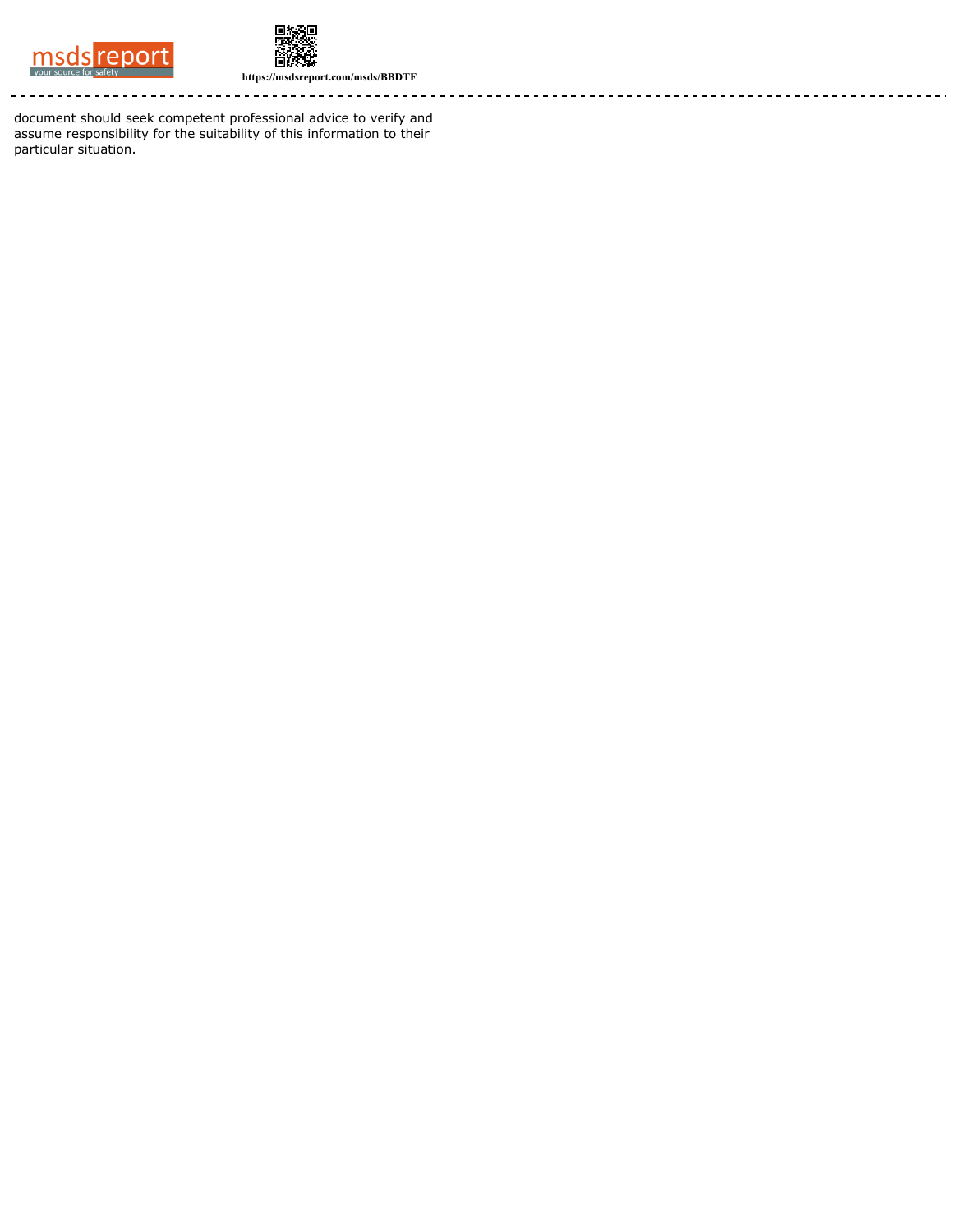document should seek competent professional advice to verify and assume responsibility for the suitability of this information to their particular situation.